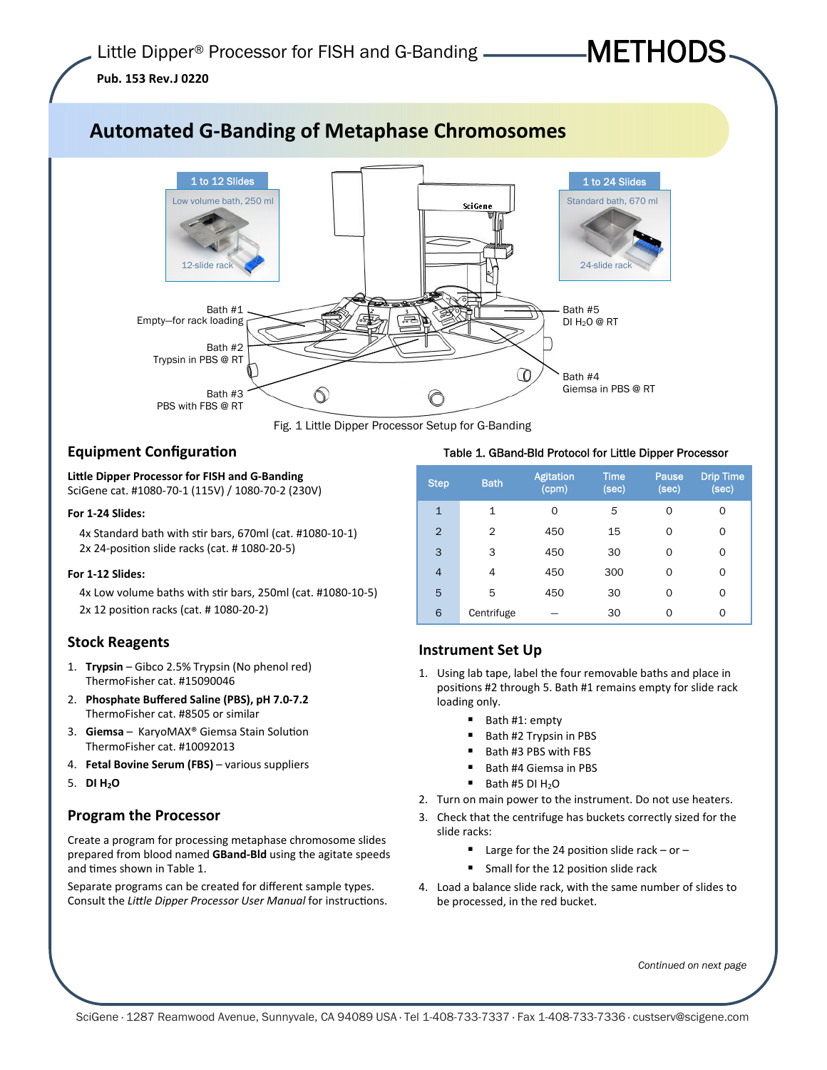Little Dipper® Processor for FISH and G-Banding — METHODS

**Pub. 153 Rev.J 0220**

# Automated G-Banding of Metaphase Chromosomes

1 to 12 Slides — Low volume bath, 250 ml — 12-slide rack

1 to 24 Slides — Standard bath, 670 ml — 24-slide rack

Bath #1 Empty—for rack loading

Bath #2 Trypsin in PBS @ RT

Bath #3 PBS with FBS @ RT

Bath #4 Giemsa in PBS @ RT

Bath #5 DI $H_2O$ @ RT

Fig. 1 Little Dipper Processor Setup for G-Banding

## Equipment Configuration

**Little Dipper Processor for FISH and G-Banding**
SciGene cat. #1080-70-1 (115V) / 1080-70-2 (230V)

**For 1-24 Slides:**

4x Standard bath with stir bars, 670ml (cat. #1080-10-1)
2x 24-position slide racks (cat. # 1080-20-5)

**For 1-12 Slides:**

4x Low volume baths with stir bars, 250ml (cat. #1080-10-5)
2x 12 position racks (cat. # 1080-20-2)

## Stock Reagents

1. **Trypsin** – Gibco 2.5% Trypsin (No phenol red) ThermoFisher cat. #15090046
2. **Phosphate Buffered Saline (PBS), pH 7.0-7.2** ThermoFisher cat. #8505 or similar
3. **Giemsa** – KaryoMAX® Giemsa Stain Solution ThermoFisher cat. #10092013
4. **Fetal Bovine Serum (FBS)** – various suppliers
5. **DI $H_2O$**

## Program the Processor

Create a program for processing metaphase chromosome slides prepared from blood named **GBand-Bld** using the agitate speeds and times shown in Table 1.

Separate programs can be created for different sample types. Consult the *Little Dipper Processor User Manual* for instructions.

Table 1. GBand-Bld Protocol for Little Dipper Processor

| Step | Bath | Agitation (cpm) | Time (sec) | Pause (sec) | Drip Time (sec) |
|---|---|---|---|---|---|
| 1 | 1 | 0 | 5 | 0 | 0 |
| 2 | 2 | 450 | 15 | 0 | 0 |
| 3 | 3 | 450 | 30 | 0 | 0 |
| 4 | 4 | 450 | 300 | 0 | 0 |
| 5 | 5 | 450 | 30 | 0 | 0 |
| 6 | Centrifuge | – | 30 | 0 | 0 |

## Instrument Set Up

1. Using lab tape, label the four removable baths and place in positions #2 through 5. Bath #1 remains empty for slide rack loading only.
   - Bath #1: empty
   - Bath #2 Trypsin in PBS
   - Bath #3 PBS with FBS
   - Bath #4 Giemsa in PBS
   - Bath #5 DI $H_2O$
2. Turn on main power to the instrument. Do not use heaters.
3. Check that the centrifuge has buckets correctly sized for the slide racks:
   - Large for the 24 position slide rack – or –
   - Small for the 12 position slide rack
4. Load a balance slide rack, with the same number of slides to be processed, in the red bucket.

*Continued on next page*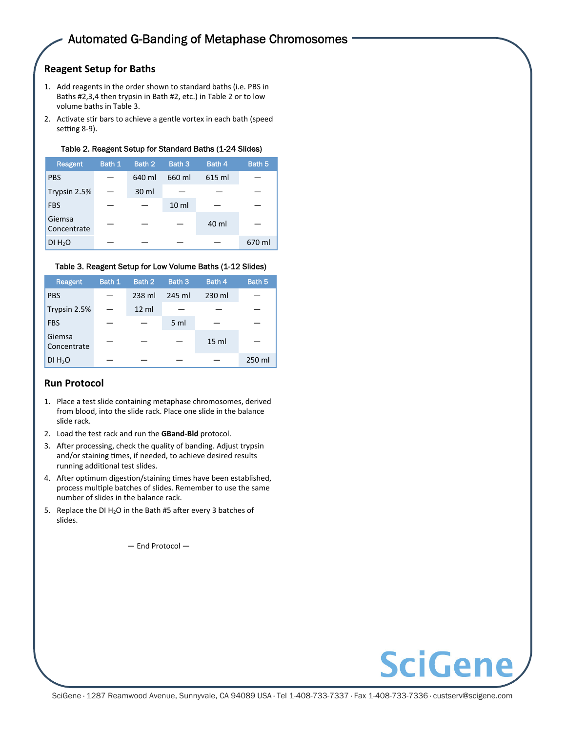# Automated G-Banding of Metaphase Chromosomes

## Reagent Setup for Baths

1. Add reagents in the order shown to standard baths (i.e. PBS in Baths #2,3,4 then trypsin in Bath #2, etc.) in Table 2 or to low volume baths in Table 3.
2. Activate stir bars to achieve a gentle vortex in each bath (speed setting 8-9).

Table 2. Reagent Setup for Standard Baths (1-24 Slides)

| Reagent | Bath 1 | Bath 2 | Bath 3 | Bath 4 | Bath 5 |
|---|---|---|---|---|---|
| PBS | — | 640 ml | 660 ml | 615 ml | — |
| Trypsin 2.5% | — | 30 ml | — | — | — |
| FBS | — | — | 10 ml | — | — |
| Giemsa Concentrate | — | — | — | 40 ml | — |
| DI $H_2O$ | — | — | — | — | 670 ml |

Table 3. Reagent Setup for Low Volume Baths (1-12 Slides)

| Reagent | Bath 1 | Bath 2 | Bath 3 | Bath 4 | Bath 5 |
|---|---|---|---|---|---|
| PBS | — | 238 ml | 245 ml | 230 ml | — |
| Trypsin 2.5% | — | 12 ml | — | — | — |
| FBS | — | — | 5 ml | — | — |
| Giemsa Concentrate | — | — | — | 15 ml | — |
| DI $H_2O$ | — | — | — | — | 250 ml |

## Run Protocol

1. Place a test slide containing metaphase chromosomes, derived from blood, into the slide rack. Place one slide in the balance slide rack.
2. Load the test rack and run the **GBand-Bld** protocol.
3. After processing, check the quality of banding. Adjust trypsin and/or staining times, if needed, to achieve desired results running additional test slides.
4. After optimum digestion/staining times have been established, process multiple batches of slides. Remember to use the same number of slides in the balance rack.
5. Replace the DI $H_2O$ in the Bath #5 after every 3 batches of slides.

— End Protocol —

SciGene

SciGene · 1287 Reamwood Avenue, Sunnyvale, CA 94089 USA · Tel 1-408-733-7337 · Fax 1-408-733-7336 · custserv@scigene.com